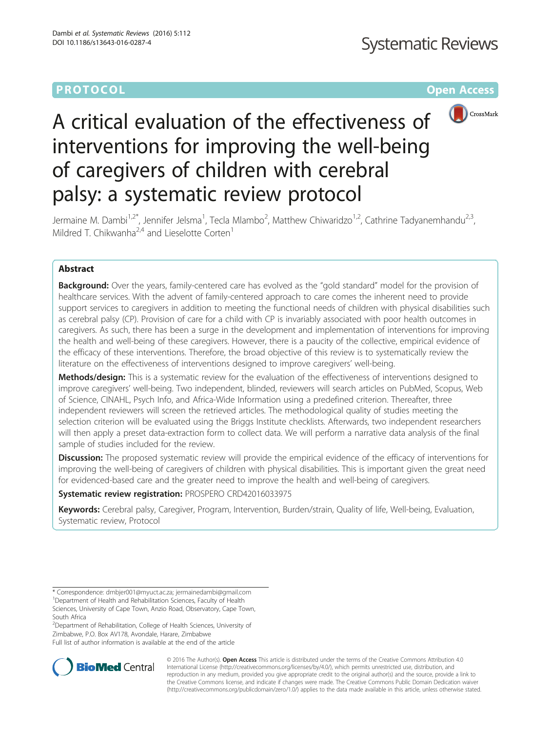PROTOCOL

Open Access

# A critical evaluation of the effectiveness of interventions for improving the well-being of caregivers of children with cerebral palsy: a systematic review protocol

Jermaine M. Dambi[1,2*], Jennifer Jelsma[1], Tecla Mlambo[2], Matthew Chiwaridzo[1,2], Cathrine Tadyanemhandu[2,3], Mildred T. Chikwanha[2,4] and Lieselotte Corten[1]

## Abstract

**Background:** Over the years, family-centered care has evolved as the "gold standard" model for the provision of healthcare services. With the advent of family-centered approach to care comes the inherent need to provide support services to caregivers in addition to meeting the functional needs of children with physical disabilities such as cerebral palsy (CP). Provision of care for a child with CP is invariably associated with poor health outcomes in caregivers. As such, there has been a surge in the development and implementation of interventions for improving the health and well-being of these caregivers. However, there is a paucity of the collective, empirical evidence of the efficacy of these interventions. Therefore, the broad objective of this review is to systematically review the literature on the effectiveness of interventions designed to improve caregivers' well-being.

**Methods/design:** This is a systematic review for the evaluation of the effectiveness of interventions designed to improve caregivers' well-being. Two independent, blinded, reviewers will search articles on PubMed, Scopus, Web of Science, CINAHL, Psych Info, and Africa-Wide Information using a predefined criterion. Thereafter, three independent reviewers will screen the retrieved articles. The methodological quality of studies meeting the selection criterion will be evaluated using the Briggs Institute checklists. Afterwards, two independent researchers will then apply a preset data-extraction form to collect data. We will perform a narrative data analysis of the final sample of studies included for the review.

**Discussion:** The proposed systematic review will provide the empirical evidence of the efficacy of interventions for improving the well-being of caregivers of children with physical disabilities. This is important given the great need for evidenced-based care and the greater need to improve the health and well-being of caregivers.

**Systematic review registration:** PROSPERO CRD42016033975

**Keywords:** Cerebral palsy, Caregiver, Program, Intervention, Burden/strain, Quality of life, Well-being, Evaluation, Systematic review, Protocol

\* Correspondence: dmbjer001@myuct.ac.za; jermainedambi@gmail.com
[1]Department of Health and Rehabilitation Sciences, Faculty of Health Sciences, University of Cape Town, Anzio Road, Observatory, Cape Town, South Africa
[2]Department of Rehabilitation, College of Health Sciences, University of Zimbabwe, P.O. Box AV178, Avondale, Harare, Zimbabwe
Full list of author information is available at the end of the article

© 2016 The Author(s). **Open Access** This article is distributed under the terms of the Creative Commons Attribution 4.0 International License (http://creativecommons.org/licenses/by/4.0/), which permits unrestricted use, distribution, and reproduction in any medium, provided you give appropriate credit to the original author(s) and the source, provide a link to the Creative Commons license, and indicate if changes were made. The Creative Commons Public Domain Dedication waiver (http://creativecommons.org/publicdomain/zero/1.0/) applies to the data made available in this article, unless otherwise stated.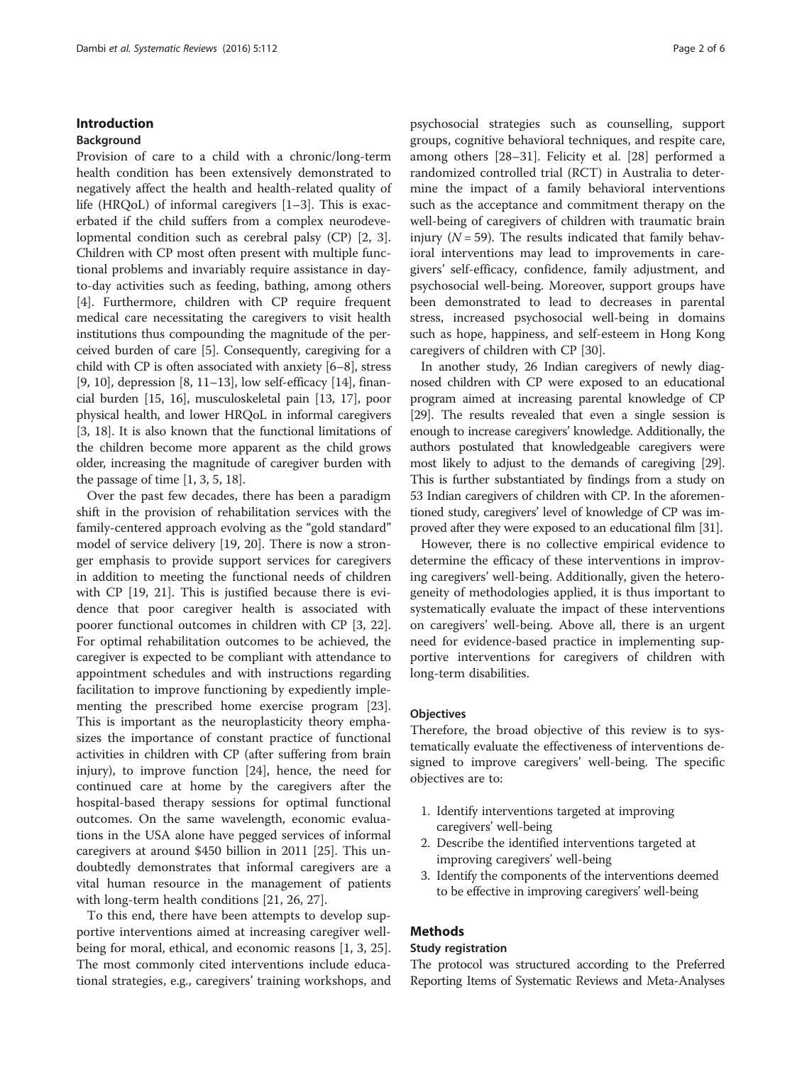## Introduction

### Background

Provision of care to a child with a chronic/long-term health condition has been extensively demonstrated to negatively affect the health and health-related quality of life (HRQoL) of informal caregivers [1–3]. This is exacerbated if the child suffers from a complex neurodevelopmental condition such as cerebral palsy (CP) [2, 3]. Children with CP most often present with multiple functional problems and invariably require assistance in day-to-day activities such as feeding, bathing, among others [4]. Furthermore, children with CP require frequent medical care necessitating the caregivers to visit health institutions thus compounding the magnitude of the perceived burden of care [5]. Consequently, caregiving for a child with CP is often associated with anxiety [6–8], stress [9, 10], depression [8, 11–13], low self-efficacy [14], financial burden [15, 16], musculoskeletal pain [13, 17], poor physical health, and lower HRQoL in informal caregivers [3, 18]. It is also known that the functional limitations of the children become more apparent as the child grows older, increasing the magnitude of caregiver burden with the passage of time [1, 3, 5, 18].

Over the past few decades, there has been a paradigm shift in the provision of rehabilitation services with the family-centered approach evolving as the "gold standard" model of service delivery [19, 20]. There is now a stronger emphasis to provide support services for caregivers in addition to meeting the functional needs of children with CP [19, 21]. This is justified because there is evidence that poor caregiver health is associated with poorer functional outcomes in children with CP [3, 22]. For optimal rehabilitation outcomes to be achieved, the caregiver is expected to be compliant with attendance to appointment schedules and with instructions regarding facilitation to improve functioning by expediently implementing the prescribed home exercise program [23]. This is important as the neuroplasticity theory emphasizes the importance of constant practice of functional activities in children with CP (after suffering from brain injury), to improve function [24], hence, the need for continued care at home by the caregivers after the hospital-based therapy sessions for optimal functional outcomes. On the same wavelength, economic evaluations in the USA alone have pegged services of informal caregivers at around \$450 billion in 2011 [25]. This undoubtedly demonstrates that informal caregivers are a vital human resource in the management of patients with long-term health conditions [21, 26, 27].

To this end, there have been attempts to develop supportive interventions aimed at increasing caregiver well-being for moral, ethical, and economic reasons [1, 3, 25]. The most commonly cited interventions include educational strategies, e.g., caregivers' training workshops, and psychosocial strategies such as counselling, support groups, cognitive behavioral techniques, and respite care, among others [28–31]. Felicity et al. [28] performed a randomized controlled trial (RCT) in Australia to determine the impact of a family behavioral interventions such as the acceptance and commitment therapy on the well-being of caregivers of children with traumatic brain injury ($N = 59$). The results indicated that family behavioral interventions may lead to improvements in caregivers' self-efficacy, confidence, family adjustment, and psychosocial well-being. Moreover, support groups have been demonstrated to lead to decreases in parental stress, increased psychosocial well-being in domains such as hope, happiness, and self-esteem in Hong Kong caregivers of children with CP [30].

In another study, 26 Indian caregivers of newly diagnosed children with CP were exposed to an educational program aimed at increasing parental knowledge of CP [29]. The results revealed that even a single session is enough to increase caregivers' knowledge. Additionally, the authors postulated that knowledgeable caregivers were most likely to adjust to the demands of caregiving [29]. This is further substantiated by findings from a study on 53 Indian caregivers of children with CP. In the aforementioned study, caregivers' level of knowledge of CP was improved after they were exposed to an educational film [31].

However, there is no collective empirical evidence to determine the efficacy of these interventions in improving caregivers' well-being. Additionally, given the heterogeneity of methodologies applied, it is thus important to systematically evaluate the impact of these interventions on caregivers' well-being. Above all, there is an urgent need for evidence-based practice in implementing supportive interventions for caregivers of children with long-term disabilities.

### Objectives

Therefore, the broad objective of this review is to systematically evaluate the effectiveness of interventions designed to improve caregivers' well-being. The specific objectives are to:

1. Identify interventions targeted at improving caregivers' well-being
2. Describe the identified interventions targeted at improving caregivers' well-being
3. Identify the components of the interventions deemed to be effective in improving caregivers' well-being

## Methods

### Study registration

The protocol was structured according to the Preferred Reporting Items of Systematic Reviews and Meta-Analyses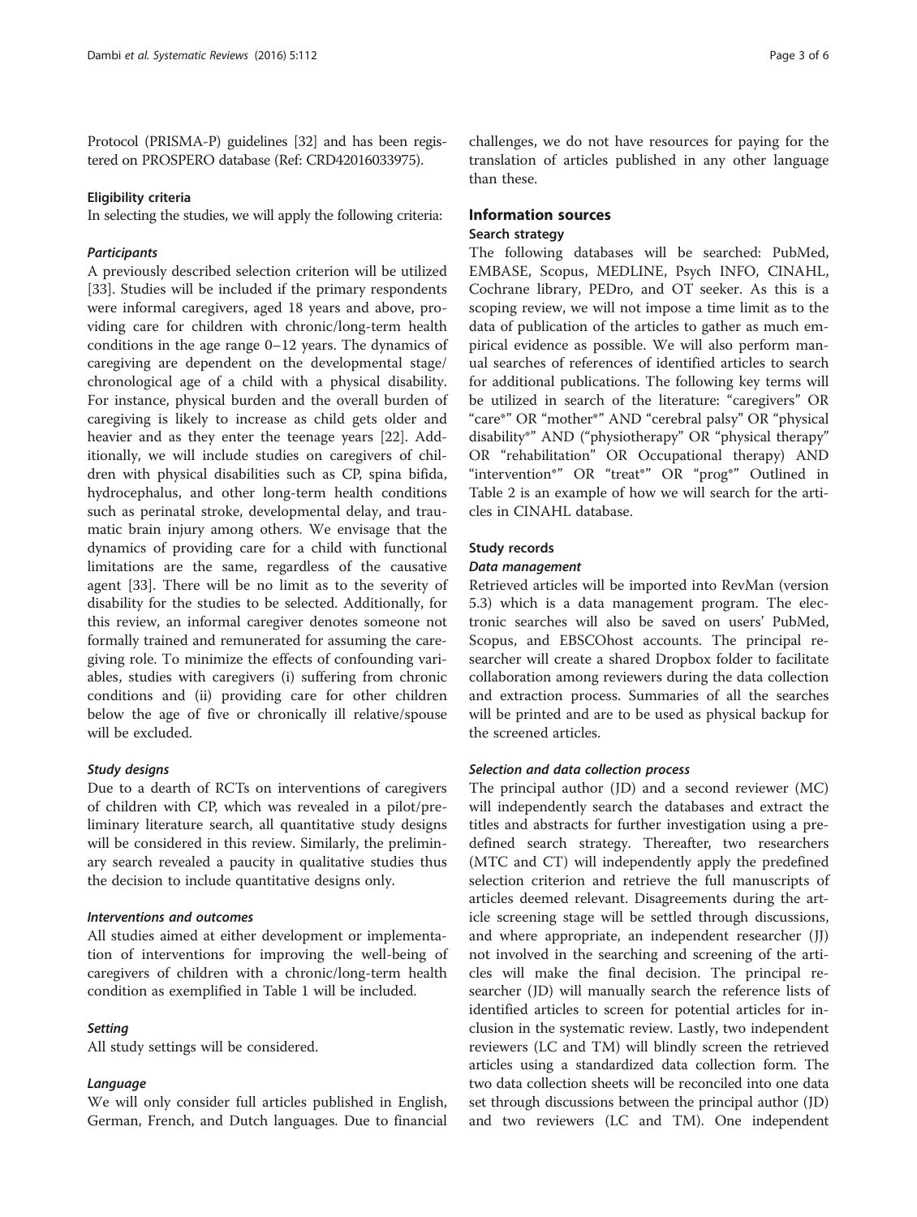Protocol (PRISMA-P) guidelines [32] and has been registered on PROSPERO database (Ref: CRD42016033975).

### Eligibility criteria

In selecting the studies, we will apply the following criteria:

#### *Participants*

A previously described selection criterion will be utilized [33]. Studies will be included if the primary respondents were informal caregivers, aged 18 years and above, providing care for children with chronic/long-term health conditions in the age range 0–12 years. The dynamics of caregiving are dependent on the developmental stage/chronological age of a child with a physical disability. For instance, physical burden and the overall burden of caregiving is likely to increase as child gets older and heavier and as they enter the teenage years [22]. Additionally, we will include studies on caregivers of children with physical disabilities such as CP, spina bifida, hydrocephalus, and other long-term health conditions such as perinatal stroke, developmental delay, and traumatic brain injury among others. We envisage that the dynamics of providing care for a child with functional limitations are the same, regardless of the causative agent [33]. There will be no limit as to the severity of disability for the studies to be selected. Additionally, for this review, an informal caregiver denotes someone not formally trained and remunerated for assuming the caregiving role. To minimize the effects of confounding variables, studies with caregivers (i) suffering from chronic conditions and (ii) providing care for other children below the age of five or chronically ill relative/spouse will be excluded.

#### *Study designs*

Due to a dearth of RCTs on interventions of caregivers of children with CP, which was revealed in a pilot/preliminary literature search, all quantitative study designs will be considered in this review. Similarly, the preliminary search revealed a paucity in qualitative studies thus the decision to include quantitative designs only.

#### *Interventions and outcomes*

All studies aimed at either development or implementation of interventions for improving the well-being of caregivers of children with a chronic/long-term health condition as exemplified in Table 1 will be included.

#### *Setting*

All study settings will be considered.

#### *Language*

We will only consider full articles published in English, German, French, and Dutch languages. Due to financial challenges, we do not have resources for paying for the translation of articles published in any other language than these.

## Information sources

### Search strategy

The following databases will be searched: PubMed, EMBASE, Scopus, MEDLINE, Psych INFO, CINAHL, Cochrane library, PEDro, and OT seeker. As this is a scoping review, we will not impose a time limit as to the data of publication of the articles to gather as much empirical evidence as possible. We will also perform manual searches of references of identified articles to search for additional publications. The following key terms will be utilized in search of the literature: "caregivers" OR "care*" OR "mother*" AND "cerebral palsy" OR "physical disability*" AND ("physiotherapy" OR "physical therapy" OR "rehabilitation" OR Occupational therapy) AND "intervention*" OR "treat*" OR "prog*" Outlined in Table 2 is an example of how we will search for the articles in CINAHL database.

### Study records

#### *Data management*

Retrieved articles will be imported into RevMan (version 5.3) which is a data management program. The electronic searches will also be saved on users' PubMed, Scopus, and EBSCOhost accounts. The principal researcher will create a shared Dropbox folder to facilitate collaboration among reviewers during the data collection and extraction process. Summaries of all the searches will be printed and are to be used as physical backup for the screened articles.

#### *Selection and data collection process*

The principal author (JD) and a second reviewer (MC) will independently search the databases and extract the titles and abstracts for further investigation using a predefined search strategy. Thereafter, two researchers (MTC and CT) will independently apply the predefined selection criterion and retrieve the full manuscripts of articles deemed relevant. Disagreements during the article screening stage will be settled through discussions, and where appropriate, an independent researcher (JJ) not involved in the searching and screening of the articles will make the final decision. The principal researcher (JD) will manually search the reference lists of identified articles to screen for potential articles for inclusion in the systematic review. Lastly, two independent reviewers (LC and TM) will blindly screen the retrieved articles using a standardized data collection form. The two data collection sheets will be reconciled into one data set through discussions between the principal author (JD) and two reviewers (LC and TM). One independent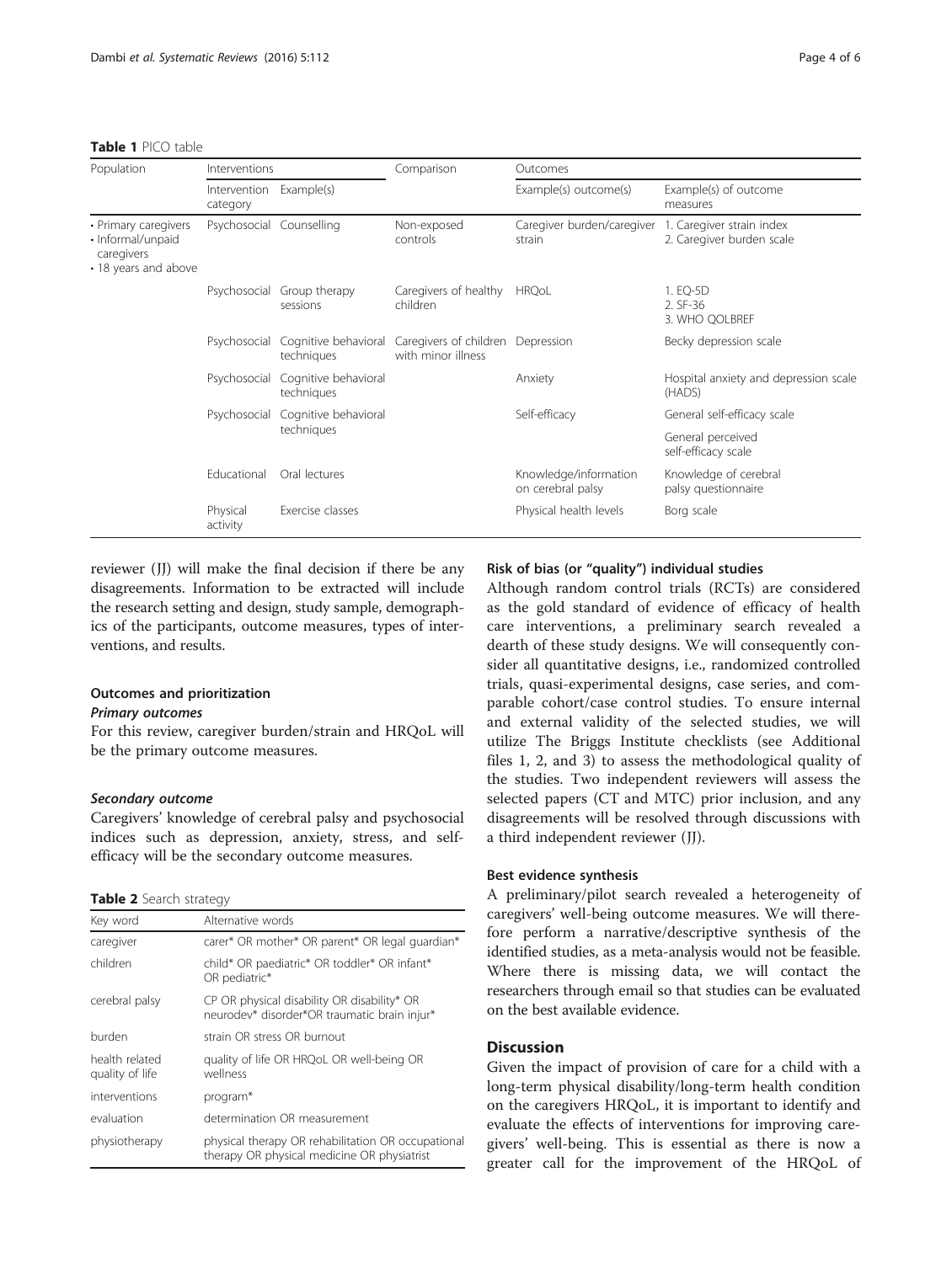**Table 1** PICO table

| Population | Interventions | | Comparison | Outcomes | |
|---|---|---|---|---|---|
| | Intervention category | Example(s) | | Example(s) outcome(s) | Example(s) of outcome measures |
| • Primary caregivers<br>• Informal/unpaid caregivers<br>• 18 years and above | Psychosocial | Counselling | Non-exposed controls | Caregiver burden/caregiver strain | 1. Caregiver strain index<br>2. Caregiver burden scale |
| | Psychosocial | Group therapy sessions | Caregivers of healthy children | HRQoL | 1. EQ-5D<br>2. SF-36<br>3. WHO QOLBREF |
| | Psychosocial | Cognitive behavioral techniques | Caregivers of children with minor illness | Depression | Becky depression scale |
| | Psychosocial | Cognitive behavioral techniques | | Anxiety | Hospital anxiety and depression scale (HADS) |
| | Psychosocial | Cognitive behavioral techniques | | Self-efficacy | General self-efficacy scale<br>General perceived self-efficacy scale |
| | Educational | Oral lectures | | Knowledge/information on cerebral palsy | Knowledge of cerebral palsy questionnaire |
| | Physical activity | Exercise classes | | Physical health levels | Borg scale |

reviewer (JJ) will make the final decision if there be any disagreements. Information to be extracted will include the research setting and design, study sample, demographics of the participants, outcome measures, types of interventions, and results.

### Outcomes and prioritization

#### *Primary outcomes*

For this review, caregiver burden/strain and HRQoL will be the primary outcome measures.

#### *Secondary outcome*

Caregivers' knowledge of cerebral palsy and psychosocial indices such as depression, anxiety, stress, and self-efficacy will be the secondary outcome measures.

**Table 2** Search strategy

| Key word | Alternative words |
|---|---|
| caregiver | carer* OR mother* OR parent* OR legal guardian* |
| children | child* OR paediatric* OR toddler* OR infant* OR pediatric* |
| cerebral palsy | CP OR physical disability OR disability* OR neurodev* disorder*OR traumatic brain injur* |
| burden | strain OR stress OR burnout |
| health related quality of life | quality of life OR HRQoL OR well-being OR wellness |
| interventions | program* |
| evaluation | determination OR measurement |
| physiotherapy | physical therapy OR rehabilitation OR occupational therapy OR physical medicine OR physiatrist |

### Risk of bias (or "quality") individual studies

Although random control trials (RCTs) are considered as the gold standard of evidence of efficacy of health care interventions, a preliminary search revealed a dearth of these study designs. We will consequently consider all quantitative designs, i.e., randomized controlled trials, quasi-experimental designs, case series, and comparable cohort/case control studies. To ensure internal and external validity of the selected studies, we will utilize The Briggs Institute checklists (see Additional files 1, 2, and 3) to assess the methodological quality of the studies. Two independent reviewers will assess the selected papers (CT and MTC) prior inclusion, and any disagreements will be resolved through discussions with a third independent reviewer (JJ).

### Best evidence synthesis

A preliminary/pilot search revealed a heterogeneity of caregivers' well-being outcome measures. We will therefore perform a narrative/descriptive synthesis of the identified studies, as a meta-analysis would not be feasible. Where there is missing data, we will contact the researchers through email so that studies can be evaluated on the best available evidence.

## Discussion

Given the impact of provision of care for a child with a long-term physical disability/long-term health condition on the caregivers HRQoL, it is important to identify and evaluate the effects of interventions for improving caregivers' well-being. This is essential as there is now a greater call for the improvement of the HRQoL of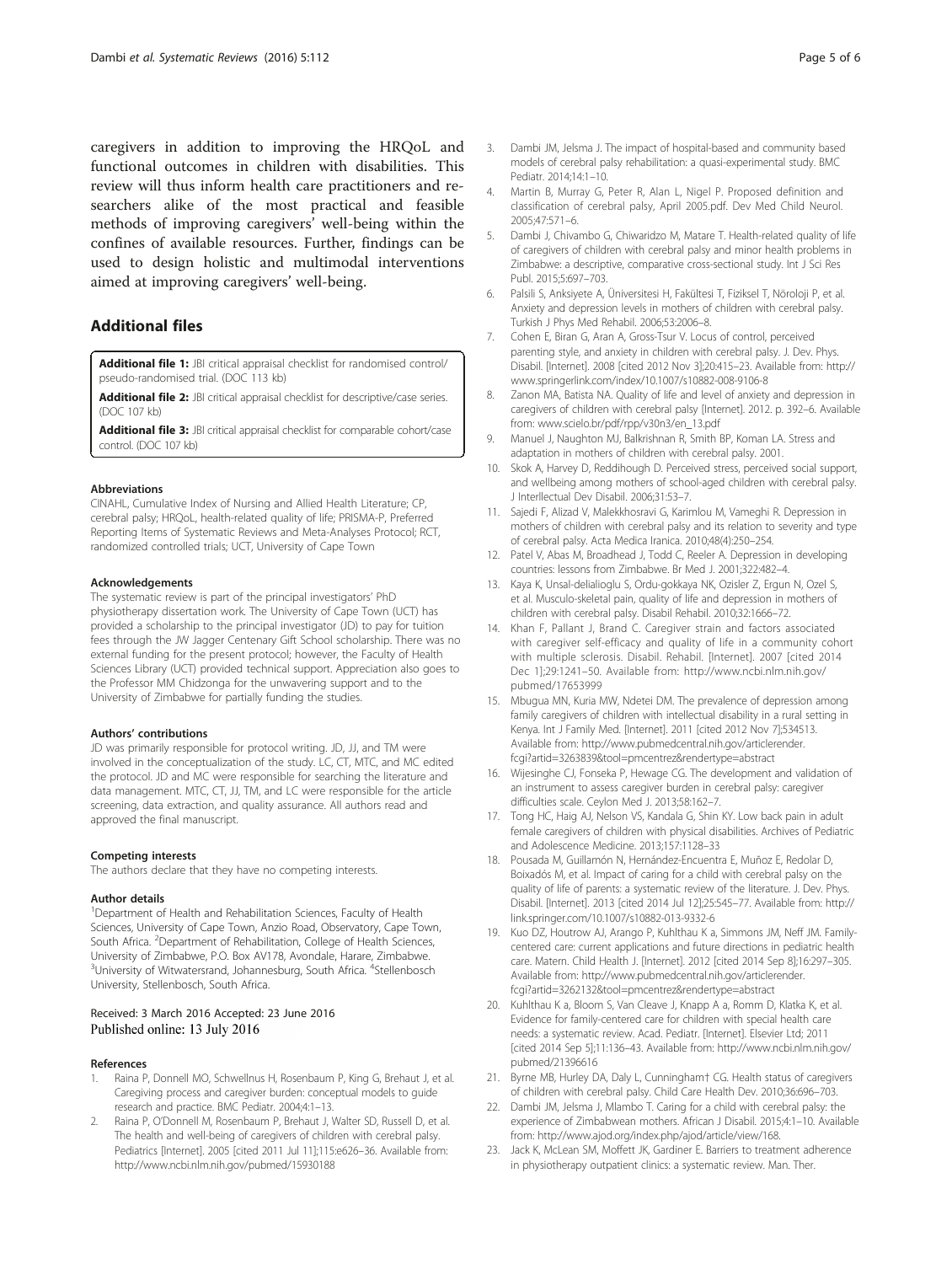caregivers in addition to improving the HRQoL and functional outcomes in children with disabilities. This review will thus inform health care practitioners and researchers alike of the most practical and feasible methods of improving caregivers' well-being within the confines of available resources. Further, findings can be used to design holistic and multimodal interventions aimed at improving caregivers' well-being.

## Additional files

**Additional file 1:** JBI critical appraisal checklist for randomised control/pseudo-randomised trial. (DOC 113 kb)

**Additional file 2:** JBI critical appraisal checklist for descriptive/case series. (DOC 107 kb)

**Additional file 3:** JBI critical appraisal checklist for comparable cohort/case control. (DOC 107 kb)

#### Abbreviations

CINAHL, Cumulative Index of Nursing and Allied Health Literature; CP, cerebral palsy; HRQoL, health-related quality of life; PRISMA-P, Preferred Reporting Items of Systematic Reviews and Meta-Analyses Protocol; RCT, randomized controlled trials; UCT, University of Cape Town

#### Acknowledgements

The systematic review is part of the principal investigators' PhD physiotherapy dissertation work. The University of Cape Town (UCT) has provided a scholarship to the principal investigator (JD) to pay for tuition fees through the JW Jagger Centenary Gift School scholarship. There was no external funding for the present protocol; however, the Faculty of Health Sciences Library (UCT) provided technical support. Appreciation also goes to the Professor MM Chidzonga for the unwavering support and to the University of Zimbabwe for partially funding the studies.

#### Authors' contributions

JD was primarily responsible for protocol writing. JD, JJ, and TM were involved in the conceptualization of the study. LC, CT, MTC, and MC edited the protocol. JD and MC were responsible for searching the literature and data management. MTC, CT, JJ, TM, and LC were responsible for the article screening, data extraction, and quality assurance. All authors read and approved the final manuscript.

#### Competing interests

The authors declare that they have no competing interests.

#### Author details

[1]Department of Health and Rehabilitation Sciences, Faculty of Health Sciences, University of Cape Town, Anzio Road, Observatory, Cape Town, South Africa. [2]Department of Rehabilitation, College of Health Sciences, University of Zimbabwe, P.O. Box AV178, Avondale, Harare, Zimbabwe. [3]University of Witwatersrand, Johannesburg, South Africa. [4]Stellenbosch University, Stellenbosch, South Africa.

Received: 3 March 2016 Accepted: 23 June 2016
Published online: 13 July 2016

#### References

1. Raina P, Donnell MO, Schwellnus H, Rosenbaum P, King G, Brehaut J, et al. Caregiving process and caregiver burden: conceptual models to guide research and practice. BMC Pediatr. 2004;4:1–13.
2. Raina P, O'Donnell M, Rosenbaum P, Brehaut J, Walter SD, Russell D, et al. The health and well-being of caregivers of children with cerebral palsy. Pediatrics [Internet]. 2005 [cited 2011 Jul 11];115:e626–36. Available from: http://www.ncbi.nlm.nih.gov/pubmed/15930188
3. Dambi JM, Jelsma J. The impact of hospital-based and community based models of cerebral palsy rehabilitation: a quasi-experimental study. BMC Pediatr. 2014;14:1–10.
4. Martin B, Murray G, Peter R, Alan L, Nigel P. Proposed definition and classification of cerebral palsy, April 2005.pdf. Dev Med Child Neurol. 2005;47:571–6.
5. Dambi J, Chivambo G, Chiwaridzo M, Matare T. Health-related quality of life of caregivers of children with cerebral palsy and minor health problems in Zimbabwe: a descriptive, comparative cross-sectional study. Int J Sci Res Publ. 2015;5:697–703.
6. Palsili S, Anksiyete A, Üniversitesi H, Fakültesi T, Fiziksel T, Nöroloji P, et al. Anxiety and depression levels in mothers of children with cerebral palsy. Turkish J Phys Med Rehabil. 2006;53:2006–8.
7. Cohen E, Biran G, Aran A, Gross-Tsur V. Locus of control, perceived parenting style, and anxiety in children with cerebral palsy. J. Dev. Phys. Disabil. [Internet]. 2008 [cited 2012 Nov 3];20:415–23. Available from: http://www.springerlink.com/index/10.1007/s10882-008-9106-8
8. Zanon MA, Batista NA. Quality of life and level of anxiety and depression in caregivers of children with cerebral palsy [Internet]. 2012. p. 392–6. Available from: www.scielo.br/pdf/rpp/v30n3/en_13.pdf
9. Manuel J, Naughton MJ, Balkrishnan R, Smith BP, Koman LA. Stress and adaptation in mothers of children with cerebral palsy. 2001.
10. Skok A, Harvey D, Reddihough D. Perceived stress, perceived social support, and wellbeing among mothers of school-aged children with cerebral palsy. J Interllectual Dev Disabil. 2006;31:53–7.
11. Sajedi F, Alizad V, Malekkhosravi G, Karimlou M, Vameghi R. Depression in mothers of children with cerebral palsy and its relation to severity and type of cerebral palsy. Acta Medica Iranica. 2010;48(4):250–254.
12. Patel V, Abas M, Broadhead J, Todd C, Reeler A. Depression in developing countries: lessons from Zimbabwe. Br Med J. 2001;322:482–4.
13. Kaya K, Unsal-delialioglu S, Ordu-gokkaya NK, Ozisler Z, Ergun N, Ozel S, et al. Musculo-skeletal pain, quality of life and depression in mothers of children with cerebral palsy. Disabil Rehabil. 2010;32:1666–72.
14. Khan F, Pallant J, Brand C. Caregiver strain and factors associated with caregiver self-efficacy and quality of life in a community cohort with multiple sclerosis. Disabil. Rehabil. [Internet]. 2007 [cited 2014 Dec 1];29:1241–50. Available from: http://www.ncbi.nlm.nih.gov/pubmed/17653999
15. Mbugua MN, Kuria MW, Ndetei DM. The prevalence of depression among family caregivers of children with intellectual disability in a rural setting in Kenya. Int J Family Med. [Internet]. 2011 [cited 2012 Nov 7];534513. Available from: http://www.pubmedcentral.nih.gov/articlerender.fcgi?artid=3263839&tool=pmcentrez&rendertype=abstract
16. Wijesinghe CJ, Fonseka P, Hewage CG. The development and validation of an instrument to assess caregiver burden in cerebral palsy: caregiver difficulties scale. Ceylon Med J. 2013;58:162–7.
17. Tong HC, Haig AJ, Nelson VS, Kandala G, Shin KY. Low back pain in adult female caregivers of children with physical disabilities. Archives of Pediatric and Adolescence Medicine. 2013;157:1128–33
18. Pousada M, Guillamón N, Hernández-Encuentra E, Muñoz E, Redolar D, Boixadós M, et al. Impact of caring for a child with cerebral palsy on the quality of life of parents: a systematic review of the literature. J. Dev. Phys. Disabil. [Internet]. 2013 [cited 2014 Jul 12];25:545–77. Available from: http://link.springer.com/10.1007/s10882-013-9332-6
19. Kuo DZ, Houtrow AJ, Arango P, Kuhlthau K a, Simmons JM, Neff JM. Family-centered care: current applications and future directions in pediatric health care. Matern. Child Health J. [Internet]. 2012 [cited 2014 Sep 8];16:297–305. Available from: http://www.pubmedcentral.nih.gov/articlerender.fcgi?artid=3262132&tool=pmcentrez&rendertype=abstract
20. Kuhlthau K a, Bloom S, Van Cleave J, Knapp A a, Romm D, Klatka K, et al. Evidence for family-centered care for children with special health care needs: a systematic review. Acad. Pediatr. [Internet]. Elsevier Ltd; 2011 [cited 2014 Sep 5];11:136–43. Available from: http://www.ncbi.nlm.nih.gov/pubmed/21396616
21. Byrne MB, Hurley DA, Daly L, Cunningham† CG. Health status of caregivers of children with cerebral palsy. Child Care Health Dev. 2010;36:696–703.
22. Dambi JM, Jelsma J, Mlambo T. Caring for a child with cerebral palsy: the experience of Zimbabwean mothers. African J Disabil. 2015;4:1–10. Available from: http://www.ajod.org/index.php/ajod/article/view/168.
23. Jack K, McLean SM, Moffett JK, Gardiner E. Barriers to treatment adherence in physiotherapy outpatient clinics: a systematic review. Man. Ther.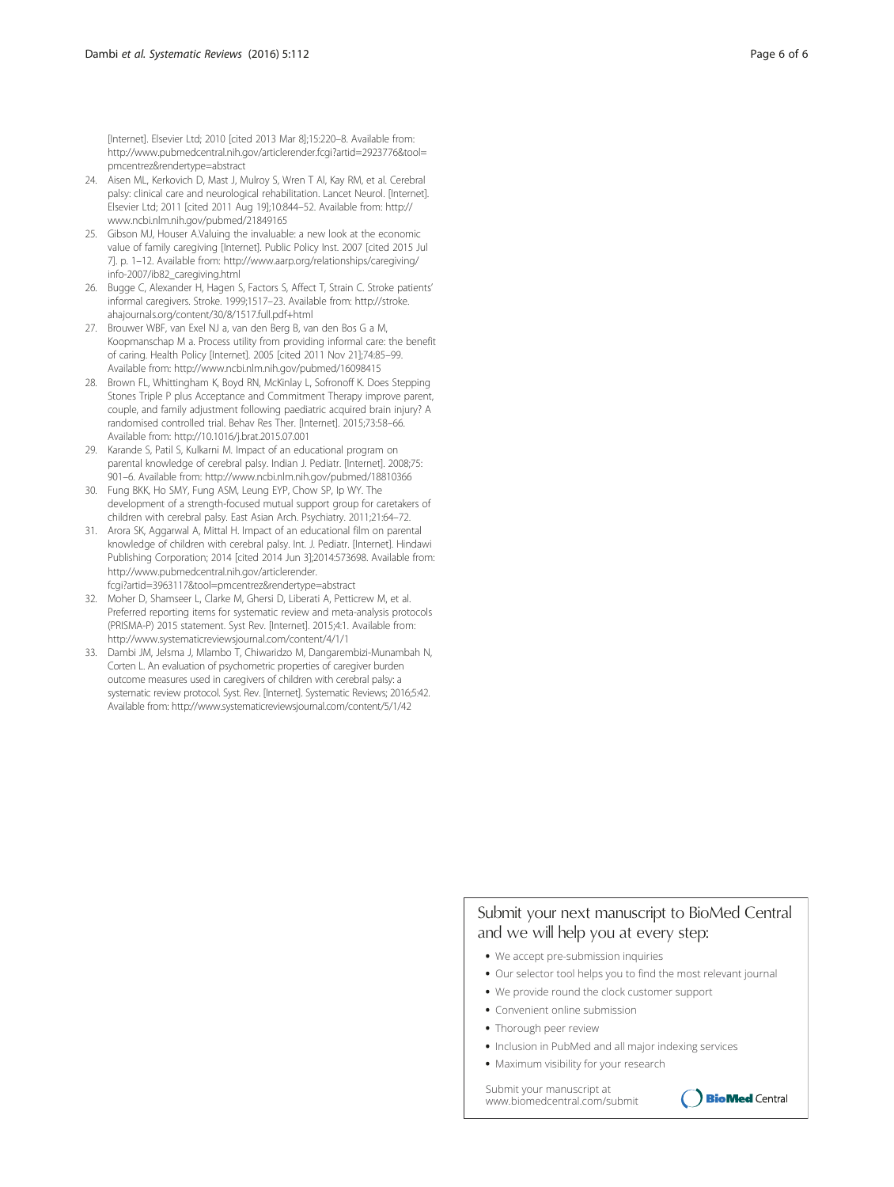[Internet]. Elsevier Ltd; 2010 [cited 2013 Mar 8];15:220–8. Available from: http://www.pubmedcentral.nih.gov/articlerender.fcgi?artid=2923776&tool=pmcentrez&rendertype=abstract

24. Aisen ML, Kerkovich D, Mast J, Mulroy S, Wren T Al, Kay RM, et al. Cerebral palsy: clinical care and neurological rehabilitation. Lancet Neurol. [Internet]. Elsevier Ltd; 2011 [cited 2011 Aug 19];10:844–52. Available from: http://www.ncbi.nlm.nih.gov/pubmed/21849165
25. Gibson MJ, Houser A.Valuing the invaluable: a new look at the economic value of family caregiving [Internet]. Public Policy Inst. 2007 [cited 2015 Jul 7]. p. 1–12. Available from: http://www.aarp.org/relationships/caregiving/info-2007/ib82_caregiving.html
26. Bugge C, Alexander H, Hagen S, Factors S, Affect T, Strain C. Stroke patients' informal caregivers. Stroke. 1999;1517–23. Available from: http://stroke.ahajournals.org/content/30/8/1517.full.pdf+html
27. Brouwer WBF, van Exel NJ a, van den Berg B, van den Bos G a M, Koopmanschap M a. Process utility from providing informal care: the benefit of caring. Health Policy [Internet]. 2005 [cited 2011 Nov 21];74:85–99. Available from: http://www.ncbi.nlm.nih.gov/pubmed/16098415
28. Brown FL, Whittingham K, Boyd RN, McKinlay L, Sofronoff K. Does Stepping Stones Triple P plus Acceptance and Commitment Therapy improve parent, couple, and family adjustment following paediatric acquired brain injury? A randomised controlled trial. Behav Res Ther. [Internet]. 2015;73:58–66. Available from: http://10.1016/j.brat.2015.07.001
29. Karande S, Patil S, Kulkarni M. Impact of an educational program on parental knowledge of cerebral palsy. Indian J. Pediatr. [Internet]. 2008;75: 901–6. Available from: http://www.ncbi.nlm.nih.gov/pubmed/18810366
30. Fung BKK, Ho SMY, Fung ASM, Leung EYP, Chow SP, Ip WY. The development of a strength-focused mutual support group for caretakers of children with cerebral palsy. East Asian Arch. Psychiatry. 2011;21:64–72.
31. Arora SK, Aggarwal A, Mittal H. Impact of an educational film on parental knowledge of children with cerebral palsy. Int. J. Pediatr. [Internet]. Hindawi Publishing Corporation; 2014 [cited 2014 Jun 3];2014:573698. Available from: http://www.pubmedcentral.nih.gov/articlerender.fcgi?artid=3963117&tool=pmcentrez&rendertype=abstract
32. Moher D, Shamseer L, Clarke M, Ghersi D, Liberati A, Petticrew M, et al. Preferred reporting items for systematic review and meta-analysis protocols (PRISMA-P) 2015 statement. Syst Rev. [Internet]. 2015;4:1. Available from: http://www.systematicreviewsjournal.com/content/4/1/1
33. Dambi JM, Jelsma J, Mlambo T, Chiwaridzo M, Dangarembizi-Munambah N, Corten L. An evaluation of psychometric properties of caregiver burden outcome measures used in caregivers of children with cerebral palsy: a systematic review protocol. Syst. Rev. [Internet]. Systematic Reviews; 2016;5:42. Available from: http://www.systematicreviewsjournal.com/content/5/1/42

Submit your next manuscript to BioMed Central and we will help you at every step:

- We accept pre-submission inquiries
- Our selector tool helps you to find the most relevant journal
- We provide round the clock customer support
- Convenient online submission
- Thorough peer review
- Inclusion in PubMed and all major indexing services
- Maximum visibility for your research

Submit your manuscript at www.biomedcentral.com/submit

BioMed Central